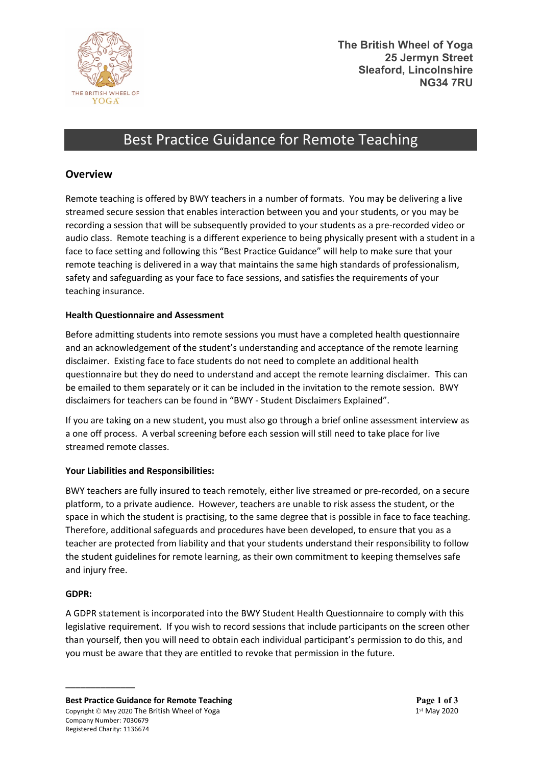The British Wheel of Yoga
25 Jermyn Street
Sleaford, Lincolnshire
NG34 7RU

# Best Practice Guidance for Remote Teaching

## Overview

Remote teaching is offered by BWY teachers in a number of formats. You may be delivering a live streamed secure session that enables interaction between you and your students, or you may be recording a session that will be subsequently provided to your students as a pre-recorded video or audio class. Remote teaching is a different experience to being physically present with a student in a face to face setting and following this "Best Practice Guidance" will help to make sure that your remote teaching is delivered in a way that maintains the same high standards of professionalism, safety and safeguarding as your face to face sessions, and satisfies the requirements of your teaching insurance.

### Health Questionnaire and Assessment

Before admitting students into remote sessions you must have a completed health questionnaire and an acknowledgement of the student's understanding and acceptance of the remote learning disclaimer. Existing face to face students do not need to complete an additional health questionnaire but they do need to understand and accept the remote learning disclaimer. This can be emailed to them separately or it can be included in the invitation to the remote session. BWY disclaimers for teachers can be found in "BWY - Student Disclaimers Explained".

If you are taking on a new student, you must also go through a brief online assessment interview as a one off process. A verbal screening before each session will still need to take place for live streamed remote classes.

### Your Liabilities and Responsibilities:

BWY teachers are fully insured to teach remotely, either live streamed or pre-recorded, on a secure platform, to a private audience. However, teachers are unable to risk assess the student, or the space in which the student is practising, to the same degree that is possible in face to face teaching. Therefore, additional safeguards and procedures have been developed, to ensure that you as a teacher are protected from liability and that your students understand their responsibility to follow the student guidelines for remote learning, as their own commitment to keeping themselves safe and injury free.

### GDPR:

A GDPR statement is incorporated into the BWY Student Health Questionnaire to comply with this legislative requirement. If you wish to record sessions that include participants on the screen other than yourself, then you will need to obtain each individual participant's permission to do this, and you must be aware that they are entitled to revoke that permission in the future.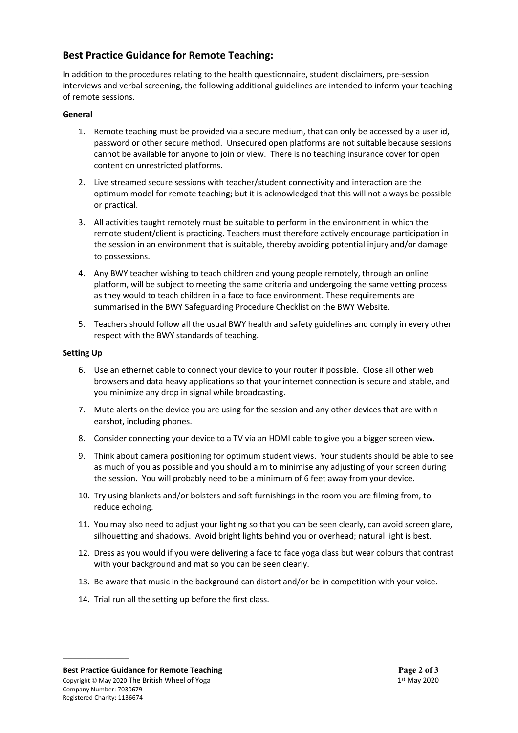## Best Practice Guidance for Remote Teaching:

In addition to the procedures relating to the health questionnaire, student disclaimers, pre-session interviews and verbal screening, the following additional guidelines are intended to inform your teaching of remote sessions.

### General

1. Remote teaching must be provided via a secure medium, that can only be accessed by a user id, password or other secure method. Unsecured open platforms are not suitable because sessions cannot be available for anyone to join or view. There is no teaching insurance cover for open content on unrestricted platforms.
2. Live streamed secure sessions with teacher/student connectivity and interaction are the optimum model for remote teaching; but it is acknowledged that this will not always be possible or practical.
3. All activities taught remotely must be suitable to perform in the environment in which the remote student/client is practicing. Teachers must therefore actively encourage participation in the session in an environment that is suitable, thereby avoiding potential injury and/or damage to possessions.
4. Any BWY teacher wishing to teach children and young people remotely, through an online platform, will be subject to meeting the same criteria and undergoing the same vetting process as they would to teach children in a face to face environment. These requirements are summarised in the BWY Safeguarding Procedure Checklist on the BWY Website.
5. Teachers should follow all the usual BWY health and safety guidelines and comply in every other respect with the BWY standards of teaching.

### Setting Up

6. Use an ethernet cable to connect your device to your router if possible. Close all other web browsers and data heavy applications so that your internet connection is secure and stable, and you minimize any drop in signal while broadcasting.
7. Mute alerts on the device you are using for the session and any other devices that are within earshot, including phones.
8. Consider connecting your device to a TV via an HDMI cable to give you a bigger screen view.
9. Think about camera positioning for optimum student views. Your students should be able to see as much of you as possible and you should aim to minimise any adjusting of your screen during the session. You will probably need to be a minimum of 6 feet away from your device.
10. Try using blankets and/or bolsters and soft furnishings in the room you are filming from, to reduce echoing.
11. You may also need to adjust your lighting so that you can be seen clearly, can avoid screen glare, silhouetting and shadows. Avoid bright lights behind you or overhead; natural light is best.
12. Dress as you would if you were delivering a face to face yoga class but wear colours that contrast with your background and mat so you can be seen clearly.
13. Be aware that music in the background can distort and/or be in competition with your voice.
14. Trial run all the setting up before the first class.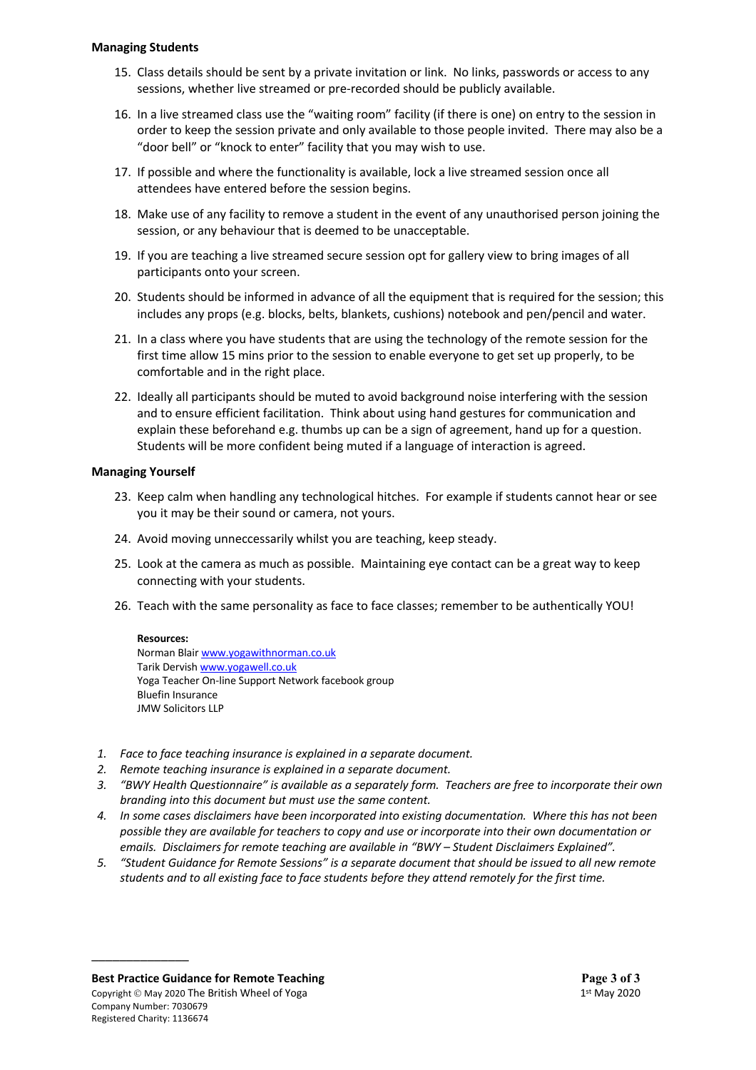**Managing Students**

15. Class details should be sent by a private invitation or link. No links, passwords or access to any sessions, whether live streamed or pre-recorded should be publicly available.
16. In a live streamed class use the "waiting room" facility (if there is one) on entry to the session in order to keep the session private and only available to those people invited. There may also be a "door bell" or "knock to enter" facility that you may wish to use.
17. If possible and where the functionality is available, lock a live streamed session once all attendees have entered before the session begins.
18. Make use of any facility to remove a student in the event of any unauthorised person joining the session, or any behaviour that is deemed to be unacceptable.
19. If you are teaching a live streamed secure session opt for gallery view to bring images of all participants onto your screen.
20. Students should be informed in advance of all the equipment that is required for the session; this includes any props (e.g. blocks, belts, blankets, cushions) notebook and pen/pencil and water.
21. In a class where you have students that are using the technology of the remote session for the first time allow 15 mins prior to the session to enable everyone to get set up properly, to be comfortable and in the right place.
22. Ideally all participants should be muted to avoid background noise interfering with the session and to ensure efficient facilitation. Think about using hand gestures for communication and explain these beforehand e.g. thumbs up can be a sign of agreement, hand up for a question. Students will be more confident being muted if a language of interaction is agreed.

**Managing Yourself**

23. Keep calm when handling any technological hitches. For example if students cannot hear or see you it may be their sound or camera, not yours.
24. Avoid moving unneccessarily whilst you are teaching, keep steady.
25. Look at the camera as much as possible. Maintaining eye contact can be a great way to keep connecting with your students.
26. Teach with the same personality as face to face classes; remember to be authentically YOU!

**Resources:**
Norman Blair www.yogawithnorman.co.uk
Tarik Dervish www.yogawell.co.uk
Yoga Teacher On-line Support Network facebook group
Bluefin Insurance
JMW Solicitors LLP

1. *Face to face teaching insurance is explained in a separate document.*
2. *Remote teaching insurance is explained in a separate document.*
3. *"BWY Health Questionnaire" is available as a separately form. Teachers are free to incorporate their own branding into this document but must use the same content.*
4. *In some cases disclaimers have been incorporated into existing documentation. Where this has not been possible they are available for teachers to copy and use or incorporate into their own documentation or emails. Disclaimers for remote teaching are available in "BWY – Student Disclaimers Explained".*
5. *"Student Guidance for Remote Sessions" is a separate document that should be issued to all new remote students and to all existing face to face students before they attend remotely for the first time.*